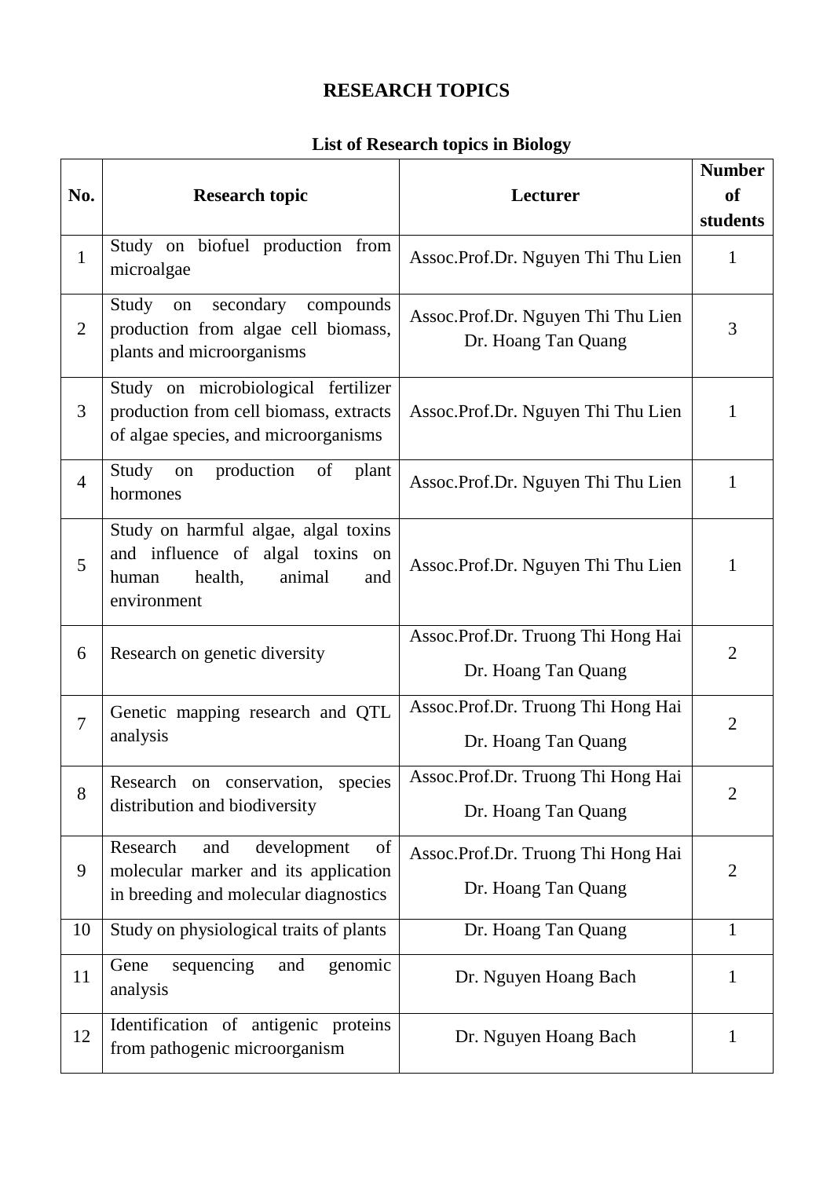# RESEARCH TOPICS

## List of Research topics in Biology

| No. | Research topic | Lecturer | Number of students |
|---|---|---|---|
| 1 | Study on biofuel production from microalgae | Assoc.Prof.Dr. Nguyen Thi Thu Lien | 1 |
| 2 | Study on secondary compounds production from algae cell biomass, plants and microorganisms | Assoc.Prof.Dr. Nguyen Thi Thu Lien<br>Dr. Hoang Tan Quang | 3 |
| 3 | Study on microbiological fertilizer production from cell biomass, extracts of algae species, and microorganisms | Assoc.Prof.Dr. Nguyen Thi Thu Lien | 1 |
| 4 | Study on production of plant hormones | Assoc.Prof.Dr. Nguyen Thi Thu Lien | 1 |
| 5 | Study on harmful algae, algal toxins and influence of algal toxins on human health, animal and environment | Assoc.Prof.Dr. Nguyen Thi Thu Lien | 1 |
| 6 | Research on genetic diversity | Assoc.Prof.Dr. Truong Thi Hong Hai<br>Dr. Hoang Tan Quang | 2 |
| 7 | Genetic mapping research and QTL analysis | Assoc.Prof.Dr. Truong Thi Hong Hai<br>Dr. Hoang Tan Quang | 2 |
| 8 | Research on conservation, species distribution and biodiversity | Assoc.Prof.Dr. Truong Thi Hong Hai<br>Dr. Hoang Tan Quang | 2 |
| 9 | Research and development of molecular marker and its application in breeding and molecular diagnostics | Assoc.Prof.Dr. Truong Thi Hong Hai<br>Dr. Hoang Tan Quang | 2 |
| 10 | Study on physiological traits of plants | Dr. Hoang Tan Quang | 1 |
| 11 | Gene sequencing and genomic analysis | Dr. Nguyen Hoang Bach | 1 |
| 12 | Identification of antigenic proteins from pathogenic microorganism | Dr. Nguyen Hoang Bach | 1 |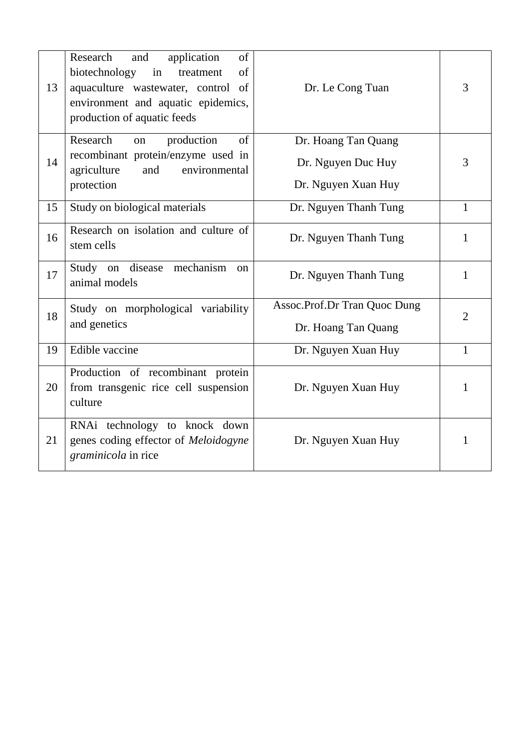| | | | |
|---|---|---|---|
| 13 | Research and application of biotechnology in treatment of aquaculture wastewater, control of environment and aquatic epidemics, production of aquatic feeds | Dr. Le Cong Tuan | 3 |
| 14 | Research on production of recombinant protein/enzyme used in agriculture and environmental protection | Dr. Hoang Tan Quang<br>Dr. Nguyen Duc Huy<br>Dr. Nguyen Xuan Huy | 3 |
| 15 | Study on biological materials | Dr. Nguyen Thanh Tung | 1 |
| 16 | Research on isolation and culture of stem cells | Dr. Nguyen Thanh Tung | 1 |
| 17 | Study on disease mechanism on animal models | Dr. Nguyen Thanh Tung | 1 |
| 18 | Study on morphological variability and genetics | Assoc.Prof.Dr Tran Quoc Dung<br>Dr. Hoang Tan Quang | 2 |
| 19 | Edible vaccine | Dr. Nguyen Xuan Huy | 1 |
| 20 | Production of recombinant protein from transgenic rice cell suspension culture | Dr. Nguyen Xuan Huy | 1 |
| 21 | RNAi technology to knock down genes coding effector of *Meloidogyne graminicola* in rice | Dr. Nguyen Xuan Huy | 1 |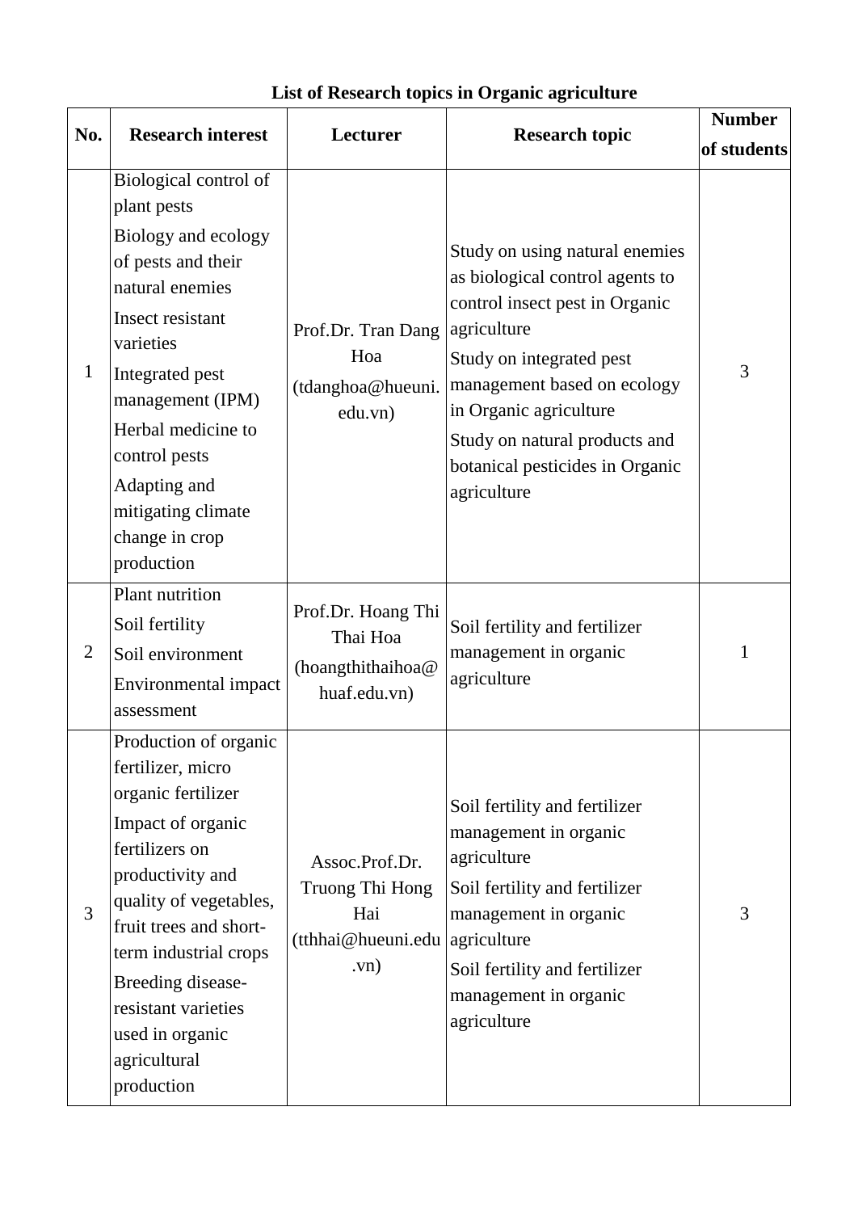**List of Research topics in Organic agriculture**

| No. | Research interest | Lecturer | Research topic | Number of students |
|---|---|---|---|---|
| 1 | Biological control of plant pests<br>Biology and ecology of pests and their natural enemies<br>Insect resistant varieties<br>Integrated pest management (IPM)<br>Herbal medicine to control pests<br>Adapting and mitigating climate change in crop production | Prof.Dr. Tran Dang Hoa (tdanghoa@hueuni.edu.vn) | Study on using natural enemies as biological control agents to control insect pest in Organic agriculture<br>Study on integrated pest management based on ecology in Organic agriculture<br>Study on natural products and botanical pesticides in Organic agriculture | 3 |
| 2 | Plant nutrition<br>Soil fertility<br>Soil environment<br>Environmental impact assessment | Prof.Dr. Hoang Thi Thai Hoa (hoangthithaihoa@huaf.edu.vn) | Soil fertility and fertilizer management in organic agriculture | 1 |
| 3 | Production of organic fertilizer, micro organic fertilizer<br>Impact of organic fertilizers on productivity and quality of vegetables, fruit trees and short-term industrial crops<br>Breeding disease-resistant varieties used in organic agricultural production | Assoc.Prof.Dr. Truong Thi Hong Hai (tthhai@hueuni.edu.vn) | Soil fertility and fertilizer management in organic agriculture<br>Soil fertility and fertilizer management in organic agriculture<br>Soil fertility and fertilizer management in organic agriculture | 3 |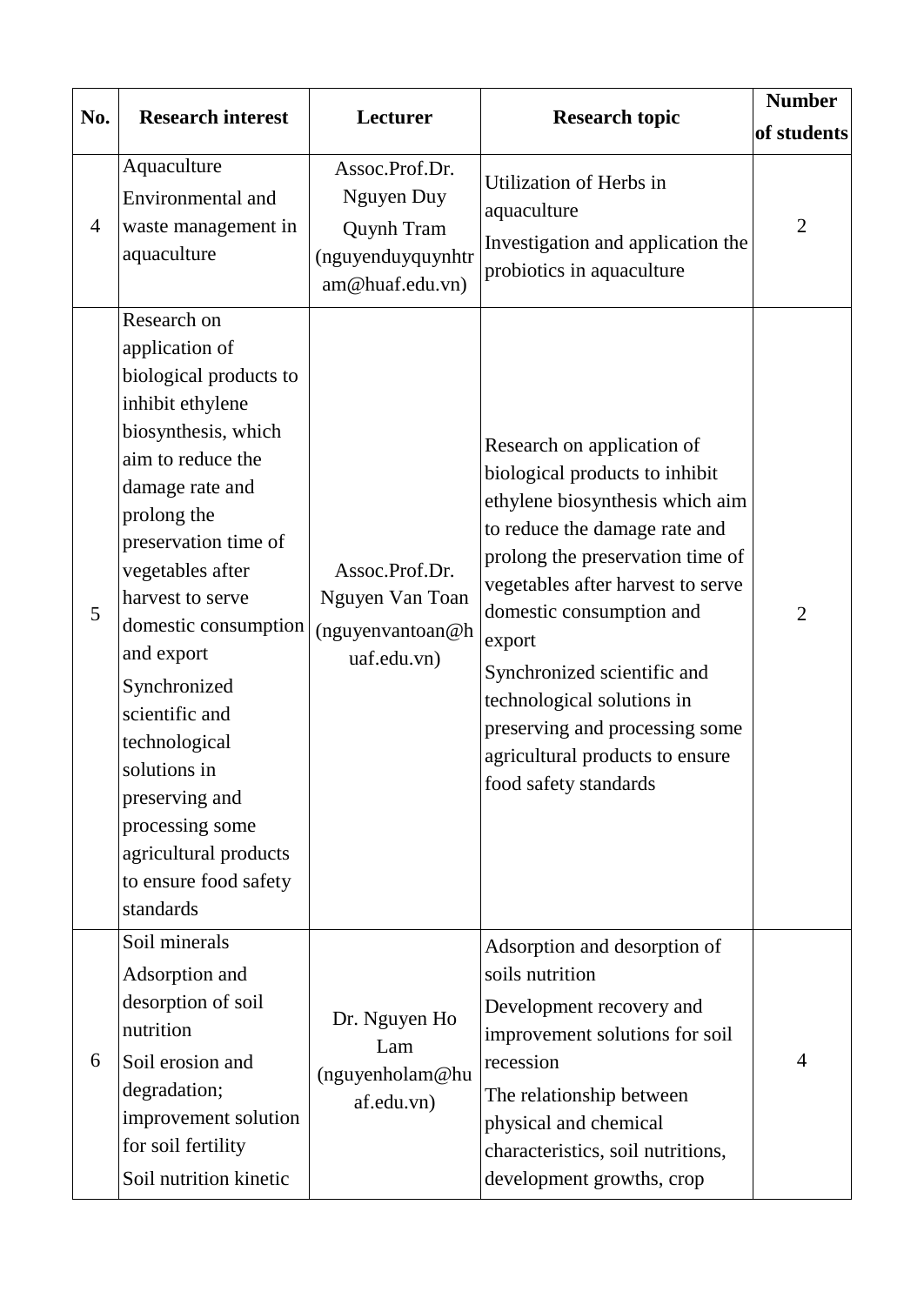| No. | Research interest | Lecturer | Research topic | Number of students |
|---|---|---|---|---|
| 4 | Aquaculture<br>Environmental and waste management in aquaculture | Assoc.Prof.Dr. Nguyen Duy Quynh Tram (nguyenduyquynhtram@huaf.edu.vn) | Utilization of Herbs in aquaculture<br>Investigation and application the probiotics in aquaculture | 2 |
| 5 | Research on application of biological products to inhibit ethylene biosynthesis, which aim to reduce the damage rate and prolong the preservation time of vegetables after harvest to serve domestic consumption and export<br>Synchronized scientific and technological solutions in preserving and processing some agricultural products to ensure food safety standards | Assoc.Prof.Dr. Nguyen Van Toan (nguyenvantoan@huaf.edu.vn) | Research on application of biological products to inhibit ethylene biosynthesis which aim to reduce the damage rate and prolong the preservation time of vegetables after harvest to serve domestic consumption and export<br>Synchronized scientific and technological solutions in preserving and processing some agricultural products to ensure food safety standards | 2 |
| 6 | Soil minerals<br>Adsorption and desorption of soil nutrition<br>Soil erosion and degradation; improvement solution for soil fertility<br>Soil nutrition kinetic | Dr. Nguyen Ho Lam (nguyenholam@huaf.edu.vn) | Adsorption and desorption of soils nutrition<br>Development recovery and improvement solutions for soil recession<br>The relationship between physical and chemical characteristics, soil nutritions, development growths, crop | 4 |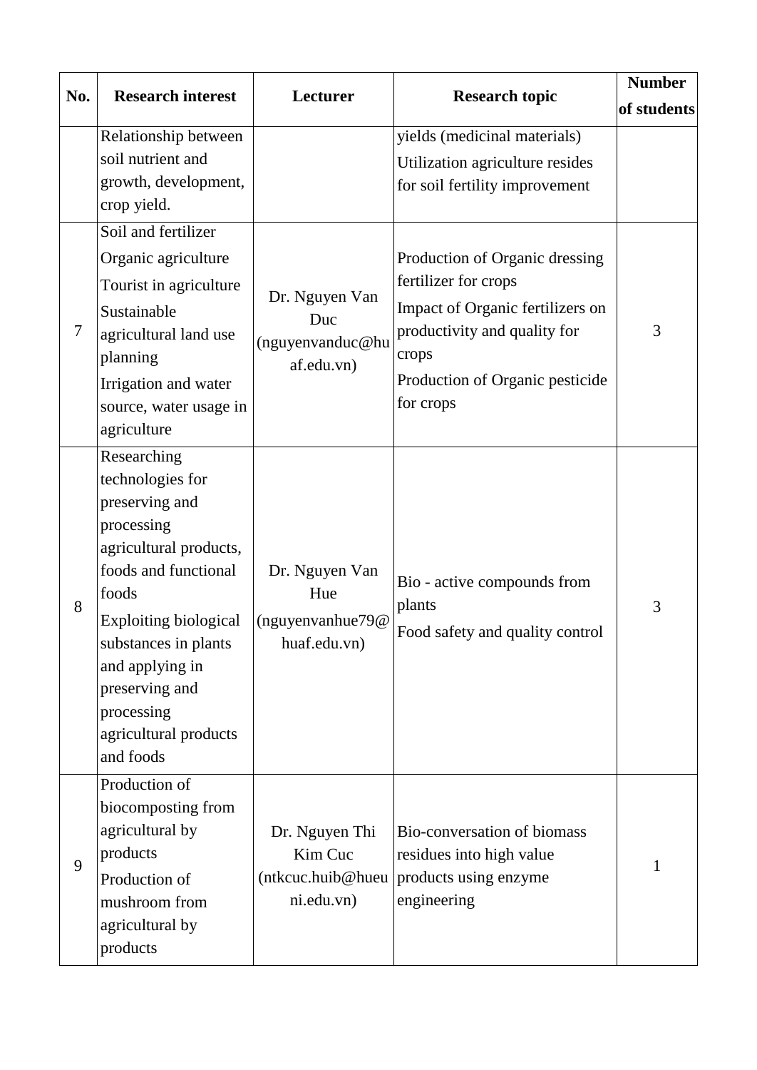| No. | Research interest | Lecturer | Research topic | Number of students |
|---|---|---|---|---|
| | Relationship between soil nutrient and growth, development, crop yield. | | yields (medicinal materials)<br>Utilization agriculture resides for soil fertility improvement | |
| 7 | Soil and fertilizer<br>Organic agriculture<br>Tourist in agriculture<br>Sustainable agricultural land use planning<br>Irrigation and water source, water usage in agriculture | Dr. Nguyen Van Duc (nguyenvanduc@huaf.edu.vn) | Production of Organic dressing fertilizer for crops<br>Impact of Organic fertilizers on productivity and quality for crops<br>Production of Organic pesticide for crops | 3 |
| 8 | Researching technologies for preserving and processing agricultural products, foods and functional foods<br>Exploiting biological substances in plants and applying in preserving and processing agricultural products and foods | Dr. Nguyen Van Hue (nguyenvanhue79@huaf.edu.vn) | Bio - active compounds from plants<br>Food safety and quality control | 3 |
| 9 | Production of biocomposting from agricultural by products<br>Production of mushroom from agricultural by products | Dr. Nguyen Thi Kim Cuc (ntkcuc.huib@hueuni.edu.vn) | Bio-conversation of biomass residues into high value products using enzyme engineering | 1 |